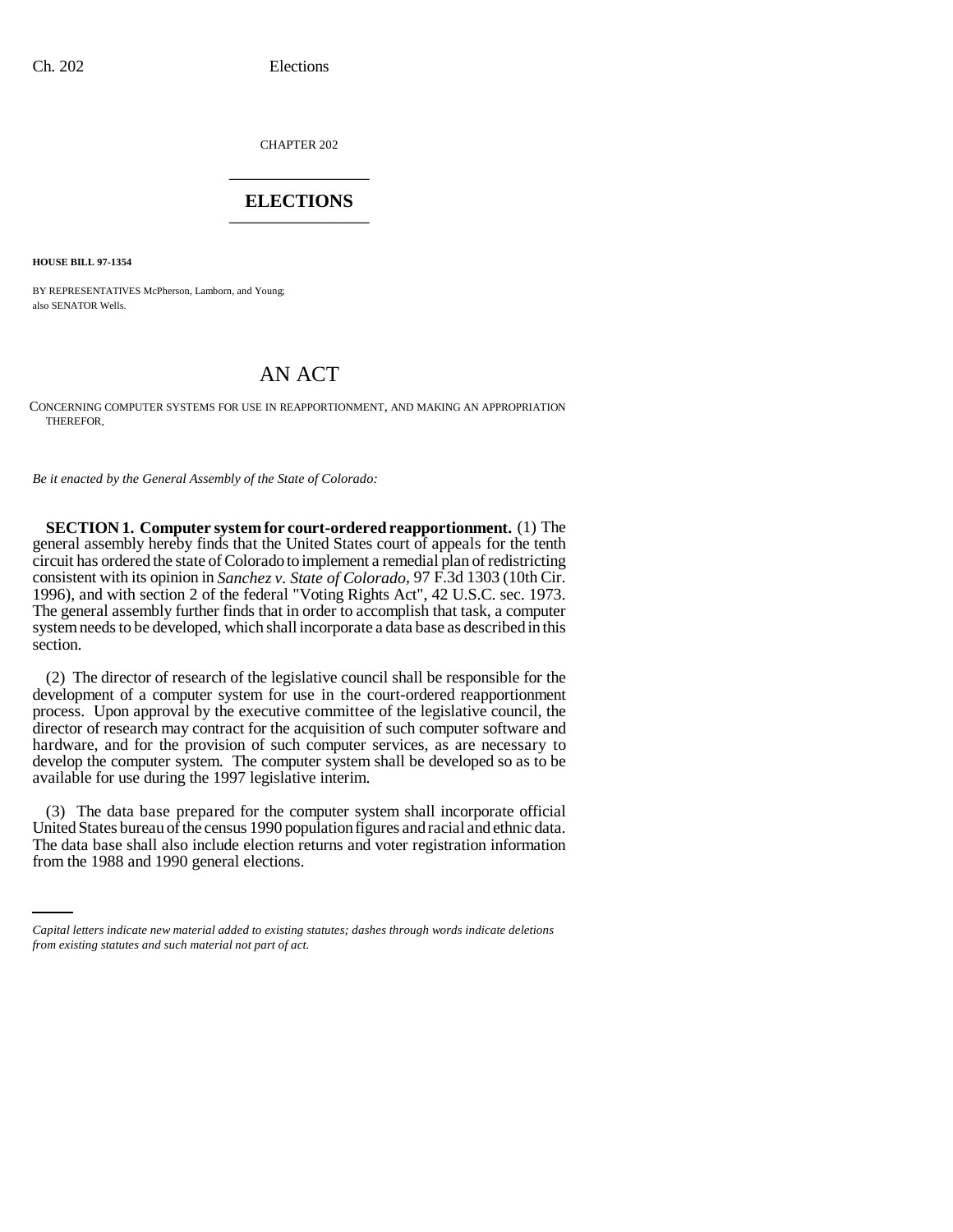CHAPTER 202

# ELECTIONS

**HOUSE BILL 97-1354**

BY REPRESENTATIVES McPherson, Lamborn, and Young;
also SENATOR Wells.

# AN ACT

CONCERNING COMPUTER SYSTEMS FOR USE IN REAPPORTIONMENT, AND MAKING AN APPROPRIATION THEREFOR.

*Be it enacted by the General Assembly of the State of Colorado:*

**SECTION 1. Computer system for court-ordered reapportionment.** (1) The general assembly hereby finds that the United States court of appeals for the tenth circuit has ordered the state of Colorado to implement a remedial plan of redistricting consistent with its opinion in *Sanchez v. State of Colorado*, 97 F.3d 1303 (10th Cir. 1996), and with section 2 of the federal "Voting Rights Act", 42 U.S.C. sec. 1973. The general assembly further finds that in order to accomplish that task, a computer system needs to be developed, which shall incorporate a data base as described in this section.

(2) The director of research of the legislative council shall be responsible for the development of a computer system for use in the court-ordered reapportionment process. Upon approval by the executive committee of the legislative council, the director of research may contract for the acquisition of such computer software and hardware, and for the provision of such computer services, as are necessary to develop the computer system. The computer system shall be developed so as to be available for use during the 1997 legislative interim.

(3) The data base prepared for the computer system shall incorporate official United States bureau of the census 1990 population figures and racial and ethnic data. The data base shall also include election returns and voter registration information from the 1988 and 1990 general elections.

*Capital letters indicate new material added to existing statutes; dashes through words indicate deletions from existing statutes and such material not part of act.*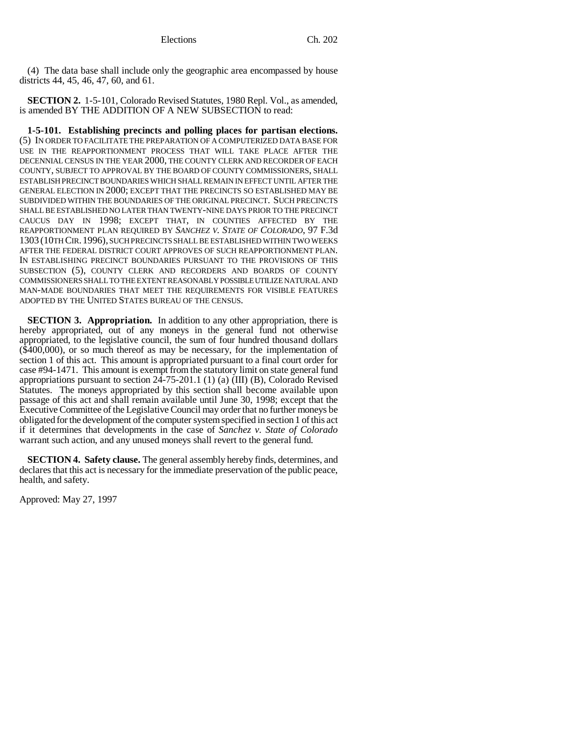(4) The data base shall include only the geographic area encompassed by house districts 44, 45, 46, 47, 60, and 61.

**SECTION 2.** 1-5-101, Colorado Revised Statutes, 1980 Repl. Vol., as amended, is amended BY THE ADDITION OF A NEW SUBSECTION to read:

**1-5-101. Establishing precincts and polling places for partisan elections.** (5) IN ORDER TO FACILITATE THE PREPARATION OF A COMPUTERIZED DATA BASE FOR USE IN THE REAPPORTIONMENT PROCESS THAT WILL TAKE PLACE AFTER THE DECENNIAL CENSUS IN THE YEAR 2000, THE COUNTY CLERK AND RECORDER OF EACH COUNTY, SUBJECT TO APPROVAL BY THE BOARD OF COUNTY COMMISSIONERS, SHALL ESTABLISH PRECINCT BOUNDARIES WHICH SHALL REMAIN IN EFFECT UNTIL AFTER THE GENERAL ELECTION IN 2000; EXCEPT THAT THE PRECINCTS SO ESTABLISHED MAY BE SUBDIVIDED WITHIN THE BOUNDARIES OF THE ORIGINAL PRECINCT. SUCH PRECINCTS SHALL BE ESTABLISHED NO LATER THAN TWENTY-NINE DAYS PRIOR TO THE PRECINCT CAUCUS DAY IN 1998; EXCEPT THAT, IN COUNTIES AFFECTED BY THE REAPPORTIONMENT PLAN REQUIRED BY *SANCHEZ V. STATE OF COLORADO*, 97 F.3d 1303 (10TH CIR. 1996), SUCH PRECINCTS SHALL BE ESTABLISHED WITHIN TWO WEEKS AFTER THE FEDERAL DISTRICT COURT APPROVES OF SUCH REAPPORTIONMENT PLAN. IN ESTABLISHING PRECINCT BOUNDARIES PURSUANT TO THE PROVISIONS OF THIS SUBSECTION (5), COUNTY CLERK AND RECORDERS AND BOARDS OF COUNTY COMMISSIONERS SHALL TO THE EXTENT REASONABLY POSSIBLE UTILIZE NATURAL AND MAN-MADE BOUNDARIES THAT MEET THE REQUIREMENTS FOR VISIBLE FEATURES ADOPTED BY THE UNITED STATES BUREAU OF THE CENSUS.

**SECTION 3. Appropriation.** In addition to any other appropriation, there is hereby appropriated, out of any moneys in the general fund not otherwise appropriated, to the legislative council, the sum of four hundred thousand dollars ($400,000), or so much thereof as may be necessary, for the implementation of section 1 of this act. This amount is appropriated pursuant to a final court order for case #94-1471. This amount is exempt from the statutory limit on state general fund appropriations pursuant to section 24-75-201.1 (1) (a) (III) (B), Colorado Revised Statutes. The moneys appropriated by this section shall become available upon passage of this act and shall remain available until June 30, 1998; except that the Executive Committee of the Legislative Council may order that no further moneys be obligated for the development of the computer system specified in section 1 of this act if it determines that developments in the case of *Sanchez v. State of Colorado* warrant such action, and any unused moneys shall revert to the general fund.

**SECTION 4. Safety clause.** The general assembly hereby finds, determines, and declares that this act is necessary for the immediate preservation of the public peace, health, and safety.

Approved: May 27, 1997